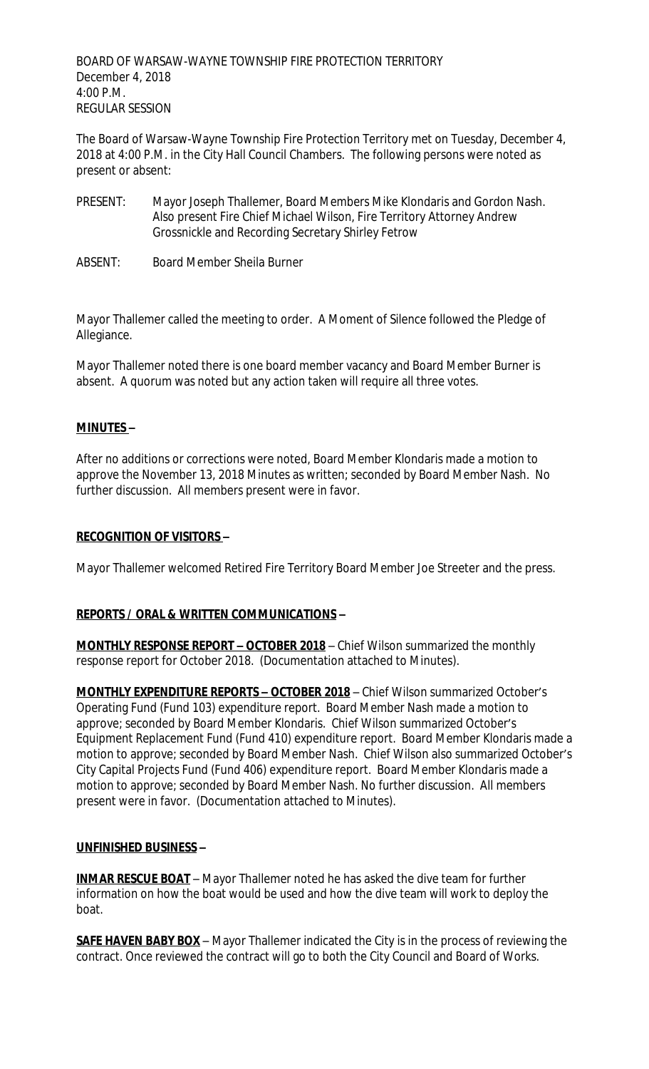BOARD OF WARSAW-WAYNE TOWNSHIP FIRE PROTECTION TERRITORY
December 4, 2018
4:00 P.M.
REGULAR SESSION

The Board of Warsaw-Wayne Township Fire Protection Territory met on Tuesday, December 4, 2018 at 4:00 P.M. in the City Hall Council Chambers. The following persons were noted as present or absent:

PRESENT: Mayor Joseph Thallemer, Board Members Mike Klondaris and Gordon Nash. Also present Fire Chief Michael Wilson, Fire Territory Attorney Andrew Grossnickle and Recording Secretary Shirley Fetrow

ABSENT: Board Member Sheila Burner

Mayor Thallemer called the meeting to order. A Moment of Silence followed the Pledge of Allegiance.

Mayor Thallemer noted there is one board member vacancy and Board Member Burner is absent. A quorum was noted but any action taken will require all three votes.

**MINUTES –**

After no additions or corrections were noted, Board Member Klondaris made a motion to approve the November 13, 2018 Minutes as written; seconded by Board Member Nash. No further discussion. All members present were in favor.

**RECOGNITION OF VISITORS –**

Mayor Thallemer welcomed Retired Fire Territory Board Member Joe Streeter and the press.

**REPORTS / ORAL & WRITTEN COMMUNICATIONS –**

**MONTHLY RESPONSE REPORT – OCTOBER 2018** – Chief Wilson summarized the monthly response report for October 2018. (Documentation attached to Minutes).

**MONTHLY EXPENDITURE REPORTS – OCTOBER 2018** – Chief Wilson summarized October's Operating Fund (Fund 103) expenditure report. Board Member Nash made a motion to approve; seconded by Board Member Klondaris. Chief Wilson summarized October's Equipment Replacement Fund (Fund 410) expenditure report. Board Member Klondaris made a motion to approve; seconded by Board Member Nash. Chief Wilson also summarized October's City Capital Projects Fund (Fund 406) expenditure report. Board Member Klondaris made a motion to approve; seconded by Board Member Nash. No further discussion. All members present were in favor. (Documentation attached to Minutes).

**UNFINISHED BUSINESS –**

**INMAR RESCUE BOAT** – Mayor Thallemer noted he has asked the dive team for further information on how the boat would be used and how the dive team will work to deploy the boat.

**SAFE HAVEN BABY BOX** – Mayor Thallemer indicated the City is in the process of reviewing the contract. Once reviewed the contract will go to both the City Council and Board of Works.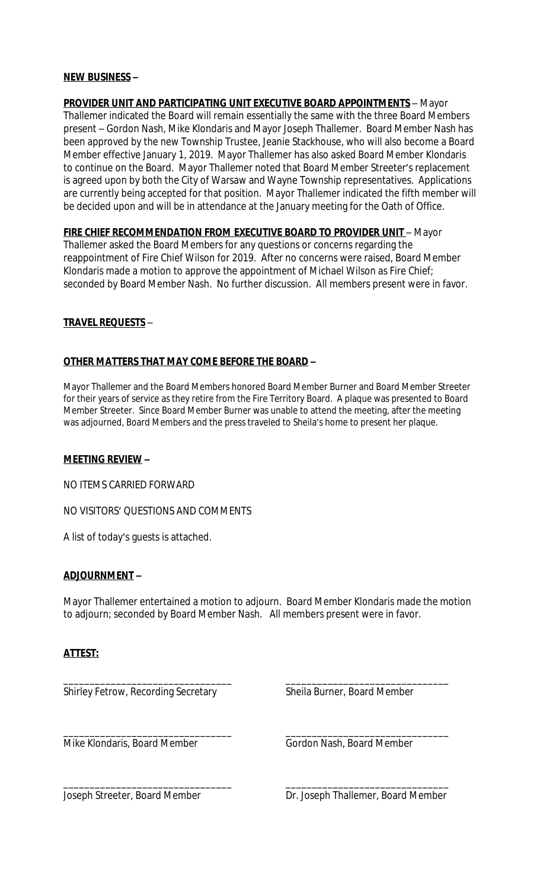**NEW BUSINESS –**

**PROVIDER UNIT AND PARTICIPATING UNIT EXECUTIVE BOARD APPOINTMENTS** – Mayor Thallemer indicated the Board will remain essentially the same with the three Board Members present – Gordon Nash, Mike Klondaris and Mayor Joseph Thallemer. Board Member Nash has been approved by the new Township Trustee, Jeanie Stackhouse, who will also become a Board Member effective January 1, 2019. Mayor Thallemer has also asked Board Member Klondaris to continue on the Board. Mayor Thallemer noted that Board Member Streeter's replacement is agreed upon by both the City of Warsaw and Wayne Township representatives. Applications are currently being accepted for that position. Mayor Thallemer indicated the fifth member will be decided upon and will be in attendance at the January meeting for the Oath of Office.

**FIRE CHIEF RECOMMENDATION FROM EXECUTIVE BOARD TO PROVIDER UNIT** – Mayor Thallemer asked the Board Members for any questions or concerns regarding the reappointment of Fire Chief Wilson for 2019. After no concerns were raised, Board Member Klondaris made a motion to approve the appointment of Michael Wilson as Fire Chief; seconded by Board Member Nash. No further discussion. All members present were in favor.

**TRAVEL REQUESTS** –

**OTHER MATTERS THAT MAY COME BEFORE THE BOARD –**

Mayor Thallemer and the Board Members honored Board Member Burner and Board Member Streeter for their years of service as they retire from the Fire Territory Board. A plaque was presented to Board Member Streeter. Since Board Member Burner was unable to attend the meeting, after the meeting was adjourned, Board Members and the press traveled to Sheila's home to present her plaque.

**MEETING REVIEW –**

NO ITEMS CARRIED FORWARD

NO VISITORS' QUESTIONS AND COMMENTS

A list of today's guests is attached.

**ADJOURNMENT –**

Mayor Thallemer entertained a motion to adjourn. Board Member Klondaris made the motion to adjourn; seconded by Board Member Nash. All members present were in favor.

**ATTEST:**

| | |
|---|---|
| ______________________________ | ______________________________ |
| Shirley Fetrow, Recording Secretary | Sheila Burner, Board Member |
| ______________________________ | ______________________________ |
| Mike Klondaris, Board Member | Gordon Nash, Board Member |
| ______________________________ | ______________________________ |
| Joseph Streeter, Board Member | Dr. Joseph Thallemer, Board Member |